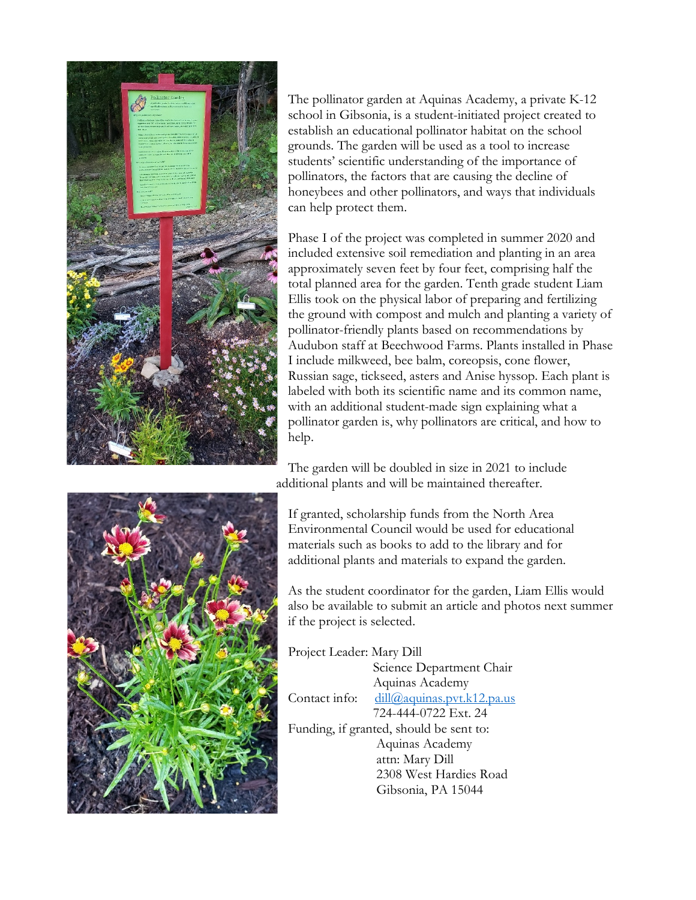The pollinator garden at Aquinas Academy, a private K-12 school in Gibsonia, is a student-initiated project created to establish an educational pollinator habitat on the school grounds. The garden will be used as a tool to increase students' scientific understanding of the importance of pollinators, the factors that are causing the decline of honeybees and other pollinators, and ways that individuals can help protect them.

Phase I of the project was completed in summer 2020 and included extensive soil remediation and planting in an area approximately seven feet by four feet, comprising half the total planned area for the garden. Tenth grade student Liam Ellis took on the physical labor of preparing and fertilizing the ground with compost and mulch and planting a variety of pollinator-friendly plants based on recommendations by Audubon staff at Beechwood Farms. Plants installed in Phase I include milkweed, bee balm, coreopsis, cone flower, Russian sage, tickseed, asters and Anise hyssop. Each plant is labeled with both its scientific name and its common name, with an additional student-made sign explaining what a pollinator garden is, why pollinators are critical, and how to help.

The garden will be doubled in size in 2021 to include additional plants and will be maintained thereafter.

If granted, scholarship funds from the North Area Environmental Council would be used for educational materials such as books to add to the library and for additional plants and materials to expand the garden.

As the student coordinator for the garden, Liam Ellis would also be available to submit an article and photos next summer if the project is selected.

Project Leader: Mary Dill
Science Department Chair
Aquinas Academy

Contact info: dill@aquinas.pvt.k12.pa.us
724-444-0722 Ext. 24

Funding, if granted, should be sent to:
Aquinas Academy
attn: Mary Dill
2308 West Hardies Road
Gibsonia, PA 15044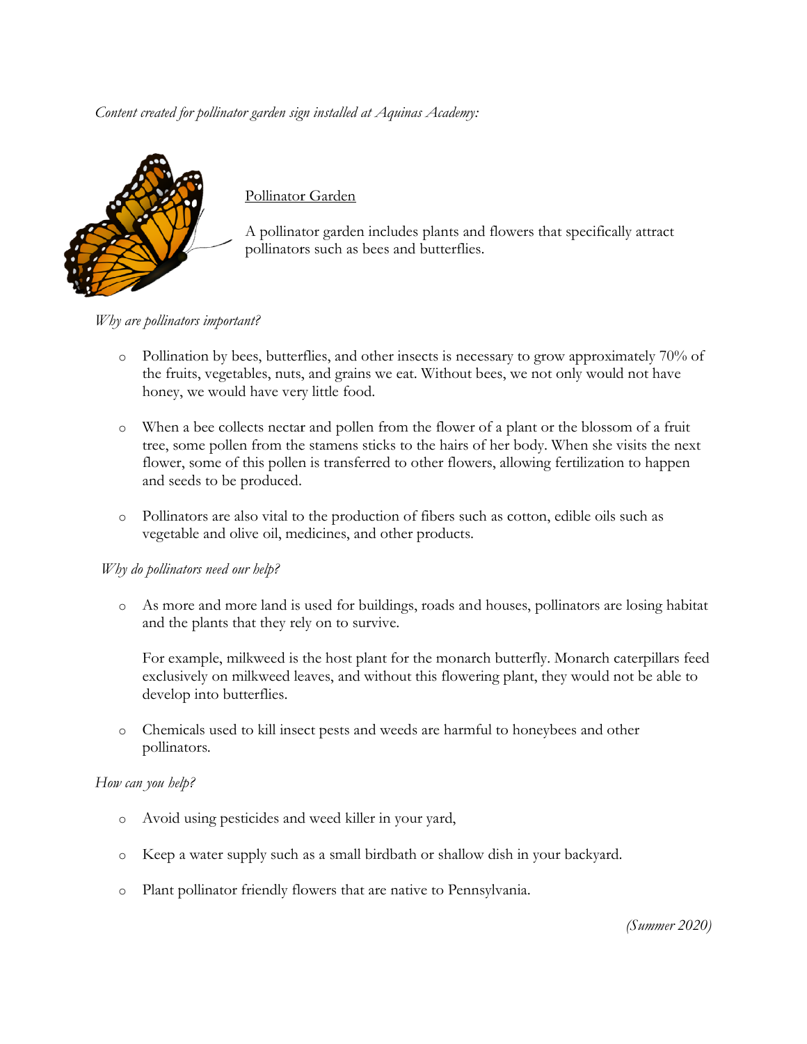*Content created for pollinator garden sign installed at Aquinas Academy:*

## Pollinator Garden

A pollinator garden includes plants and flowers that specifically attract pollinators such as bees and butterflies.

*Why are pollinators important?*

- Pollination by bees, butterflies, and other insects is necessary to grow approximately 70% of the fruits, vegetables, nuts, and grains we eat. Without bees, we not only would not have honey, we would have very little food.

- When a bee collects nectar and pollen from the flower of a plant or the blossom of a fruit tree, some pollen from the stamens sticks to the hairs of her body. When she visits the next flower, some of this pollen is transferred to other flowers, allowing fertilization to happen and seeds to be produced.

- Pollinators are also vital to the production of fibers such as cotton, edible oils such as vegetable and olive oil, medicines, and other products.

*Why do pollinators need our help?*

- As more and more land is used for buildings, roads and houses, pollinators are losing habitat and the plants that they rely on to survive.

  For example, milkweed is the host plant for the monarch butterfly. Monarch caterpillars feed exclusively on milkweed leaves, and without this flowering plant, they would not be able to develop into butterflies.

- Chemicals used to kill insect pests and weeds are harmful to honeybees and other pollinators.

*How can you help?*

- Avoid using pesticides and weed killer in your yard,

- Keep a water supply such as a small birdbath or shallow dish in your backyard.

- Plant pollinator friendly flowers that are native to Pennsylvania.

*(Summer 2020)*